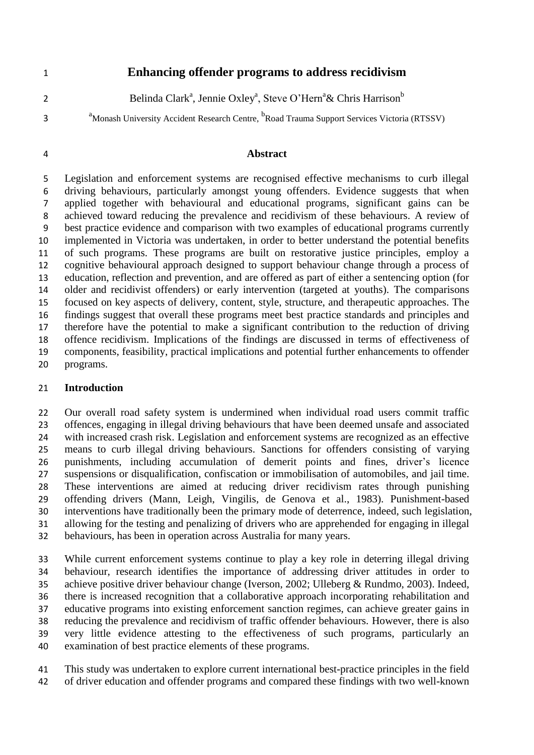# Enhancing offender programs to address recidivism

Belinda Clark[a], Jennie Oxley[a], Steve O'Hern[a] & Chris Harrison[b]

[a]Monash University Accident Research Centre, [b]Road Trauma Support Services Victoria (RTSSV)

## Abstract

Legislation and enforcement systems are recognised effective mechanisms to curb illegal driving behaviours, particularly amongst young offenders. Evidence suggests that when applied together with behavioural and educational programs, significant gains can be achieved toward reducing the prevalence and recidivism of these behaviours. A review of best practice evidence and comparison with two examples of educational programs currently implemented in Victoria was undertaken, in order to better understand the potential benefits of such programs. These programs are built on restorative justice principles, employ a cognitive behavioural approach designed to support behaviour change through a process of education, reflection and prevention, and are offered as part of either a sentencing option (for older and recidivist offenders) or early intervention (targeted at youths). The comparisons focused on key aspects of delivery, content, style, structure, and therapeutic approaches. The findings suggest that overall these programs meet best practice standards and principles and therefore have the potential to make a significant contribution to the reduction of driving offence recidivism. Implications of the findings are discussed in terms of effectiveness of components, feasibility, practical implications and potential further enhancements to offender programs.

## Introduction

Our overall road safety system is undermined when individual road users commit traffic offences, engaging in illegal driving behaviours that have been deemed unsafe and associated with increased crash risk. Legislation and enforcement systems are recognized as an effective means to curb illegal driving behaviours. Sanctions for offenders consisting of varying punishments, including accumulation of demerit points and fines, driver's licence suspensions or disqualification, confiscation or immobilisation of automobiles, and jail time. These interventions are aimed at reducing driver recidivism rates through punishing offending drivers (Mann, Leigh, Vingilis, de Genova et al., 1983). Punishment-based interventions have traditionally been the primary mode of deterrence, indeed, such legislation, allowing for the testing and penalizing of drivers who are apprehended for engaging in illegal behaviours, has been in operation across Australia for many years.

While current enforcement systems continue to play a key role in deterring illegal driving behaviour, research identifies the importance of addressing driver attitudes in order to achieve positive driver behaviour change (Iverson, 2002; Ulleberg & Rundmo, 2003). Indeed, there is increased recognition that a collaborative approach incorporating rehabilitation and educative programs into existing enforcement sanction regimes, can achieve greater gains in reducing the prevalence and recidivism of traffic offender behaviours. However, there is also very little evidence attesting to the effectiveness of such programs, particularly an examination of best practice elements of these programs.

This study was undertaken to explore current international best-practice principles in the field of driver education and offender programs and compared these findings with two well-known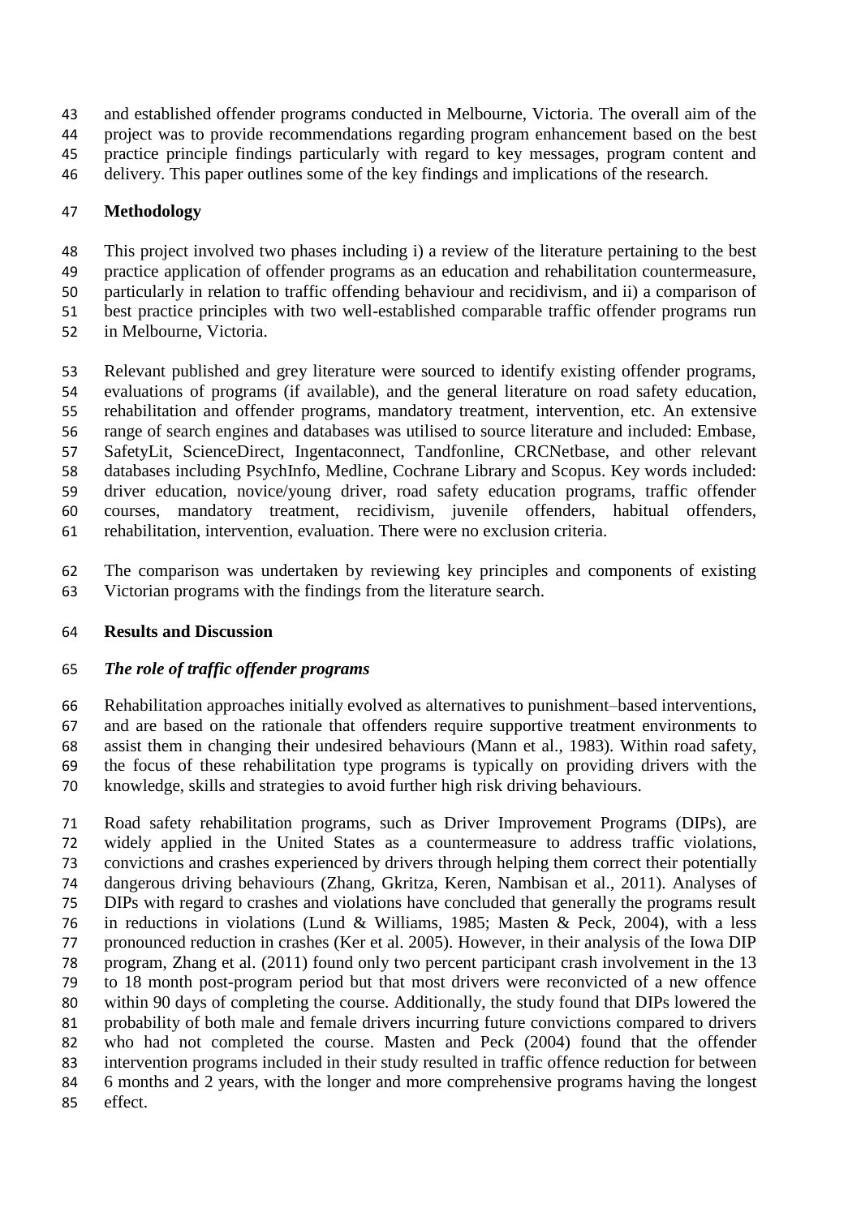and established offender programs conducted in Melbourne, Victoria. The overall aim of the project was to provide recommendations regarding program enhancement based on the best practice principle findings particularly with regard to key messages, program content and delivery. This paper outlines some of the key findings and implications of the research.

## Methodology

This project involved two phases including i) a review of the literature pertaining to the best practice application of offender programs as an education and rehabilitation countermeasure, particularly in relation to traffic offending behaviour and recidivism, and ii) a comparison of best practice principles with two well-established comparable traffic offender programs run in Melbourne, Victoria.

Relevant published and grey literature were sourced to identify existing offender programs, evaluations of programs (if available), and the general literature on road safety education, rehabilitation and offender programs, mandatory treatment, intervention, etc. An extensive range of search engines and databases was utilised to source literature and included: Embase, SafetyLit, ScienceDirect, Ingentaconnect, Tandfonline, CRCNetbase, and other relevant databases including PsychInfo, Medline, Cochrane Library and Scopus. Key words included: driver education, novice/young driver, road safety education programs, traffic offender courses, mandatory treatment, recidivism, juvenile offenders, habitual offenders, rehabilitation, intervention, evaluation. There were no exclusion criteria.

The comparison was undertaken by reviewing key principles and components of existing Victorian programs with the findings from the literature search.

## Results and Discussion

### *The role of traffic offender programs*

Rehabilitation approaches initially evolved as alternatives to punishment–based interventions, and are based on the rationale that offenders require supportive treatment environments to assist them in changing their undesired behaviours (Mann et al., 1983). Within road safety, the focus of these rehabilitation type programs is typically on providing drivers with the knowledge, skills and strategies to avoid further high risk driving behaviours.

Road safety rehabilitation programs, such as Driver Improvement Programs (DIPs), are widely applied in the United States as a countermeasure to address traffic violations, convictions and crashes experienced by drivers through helping them correct their potentially dangerous driving behaviours (Zhang, Gkritza, Keren, Nambisan et al., 2011). Analyses of DIPs with regard to crashes and violations have concluded that generally the programs result in reductions in violations (Lund & Williams, 1985; Masten & Peck, 2004), with a less pronounced reduction in crashes (Ker et al. 2005). However, in their analysis of the Iowa DIP program, Zhang et al. (2011) found only two percent participant crash involvement in the 13 to 18 month post-program period but that most drivers were reconvicted of a new offence within 90 days of completing the course. Additionally, the study found that DIPs lowered the probability of both male and female drivers incurring future convictions compared to drivers who had not completed the course. Masten and Peck (2004) found that the offender intervention programs included in their study resulted in traffic offence reduction for between 6 months and 2 years, with the longer and more comprehensive programs having the longest effect.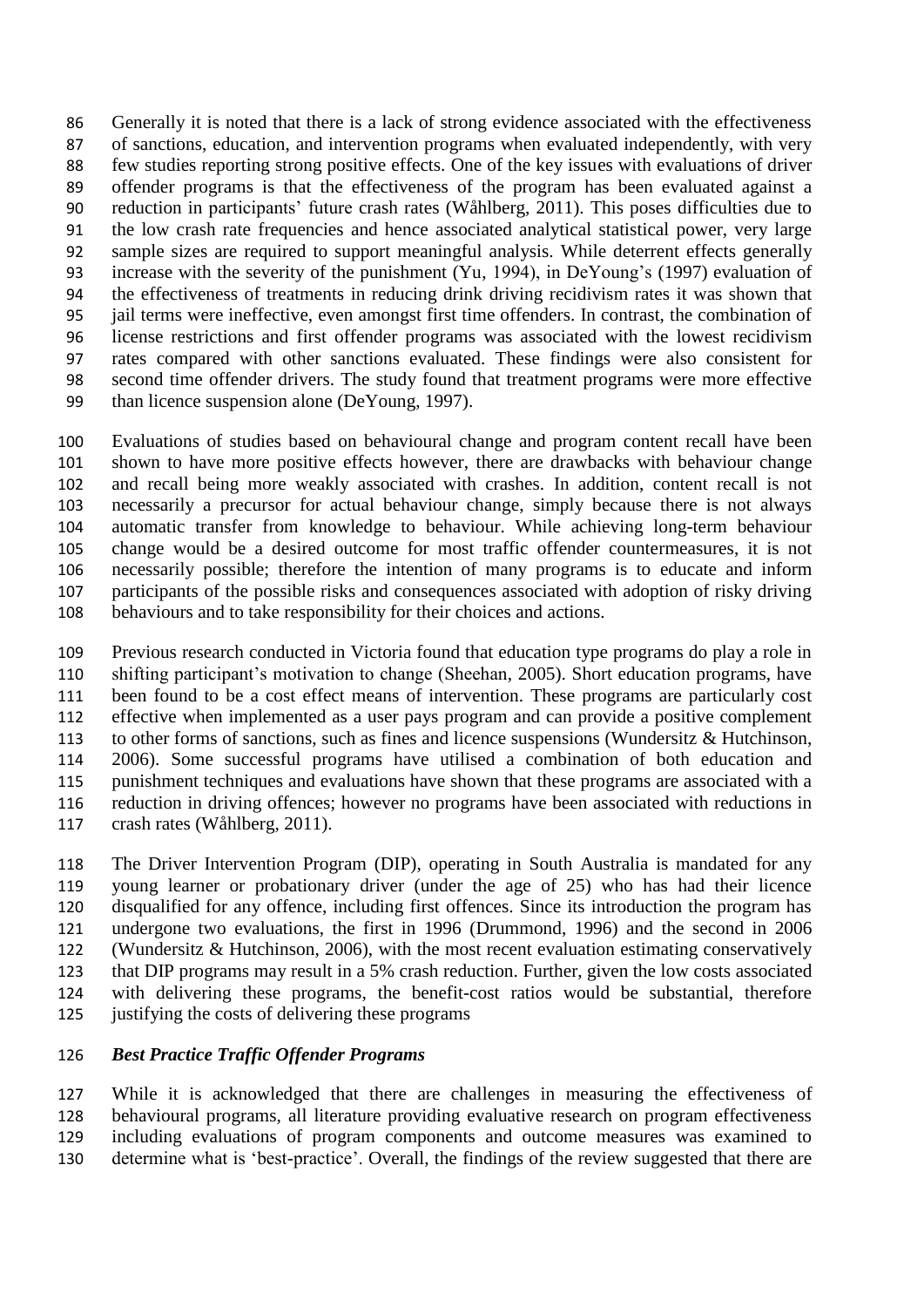Generally it is noted that there is a lack of strong evidence associated with the effectiveness of sanctions, education, and intervention programs when evaluated independently, with very few studies reporting strong positive effects. One of the key issues with evaluations of driver offender programs is that the effectiveness of the program has been evaluated against a reduction in participants' future crash rates (Wåhlberg, 2011). This poses difficulties due to the low crash rate frequencies and hence associated analytical statistical power, very large sample sizes are required to support meaningful analysis. While deterrent effects generally increase with the severity of the punishment (Yu, 1994), in DeYoung's (1997) evaluation of the effectiveness of treatments in reducing drink driving recidivism rates it was shown that jail terms were ineffective, even amongst first time offenders. In contrast, the combination of license restrictions and first offender programs was associated with the lowest recidivism rates compared with other sanctions evaluated. These findings were also consistent for second time offender drivers. The study found that treatment programs were more effective than licence suspension alone (DeYoung, 1997).

Evaluations of studies based on behavioural change and program content recall have been shown to have more positive effects however, there are drawbacks with behaviour change and recall being more weakly associated with crashes. In addition, content recall is not necessarily a precursor for actual behaviour change, simply because there is not always automatic transfer from knowledge to behaviour. While achieving long-term behaviour change would be a desired outcome for most traffic offender countermeasures, it is not necessarily possible; therefore the intention of many programs is to educate and inform participants of the possible risks and consequences associated with adoption of risky driving behaviours and to take responsibility for their choices and actions.

Previous research conducted in Victoria found that education type programs do play a role in shifting participant's motivation to change (Sheehan, 2005). Short education programs, have been found to be a cost effect means of intervention. These programs are particularly cost effective when implemented as a user pays program and can provide a positive complement to other forms of sanctions, such as fines and licence suspensions (Wundersitz & Hutchinson, 2006). Some successful programs have utilised a combination of both education and punishment techniques and evaluations have shown that these programs are associated with a reduction in driving offences; however no programs have been associated with reductions in crash rates (Wåhlberg, 2011).

The Driver Intervention Program (DIP), operating in South Australia is mandated for any young learner or probationary driver (under the age of 25) who has had their licence disqualified for any offence, including first offences. Since its introduction the program has undergone two evaluations, the first in 1996 (Drummond, 1996) and the second in 2006 (Wundersitz & Hutchinson, 2006), with the most recent evaluation estimating conservatively that DIP programs may result in a 5% crash reduction. Further, given the low costs associated with delivering these programs, the benefit-cost ratios would be substantial, therefore justifying the costs of delivering these programs

### *Best Practice Traffic Offender Programs*

While it is acknowledged that there are challenges in measuring the effectiveness of behavioural programs, all literature providing evaluative research on program effectiveness including evaluations of program components and outcome measures was examined to determine what is 'best-practice'. Overall, the findings of the review suggested that there are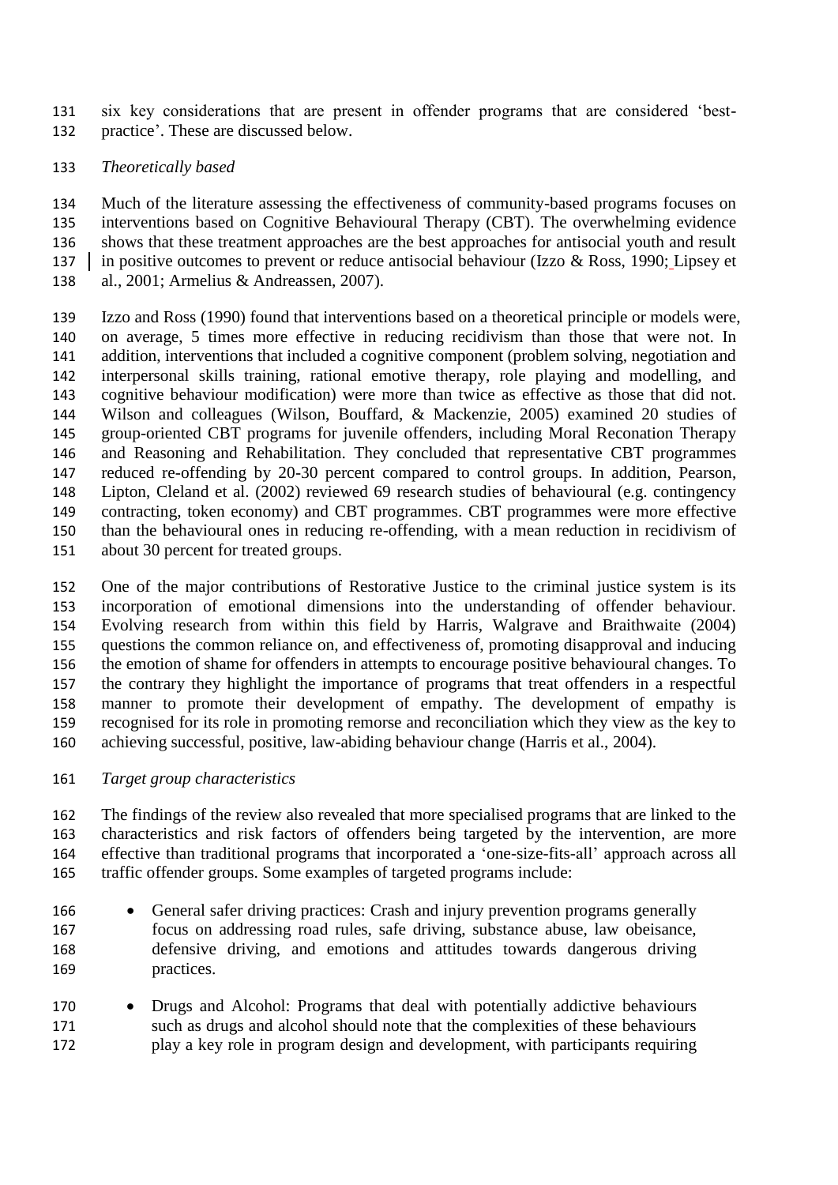six key considerations that are present in offender programs that are considered 'best-practice'. These are discussed below.

*Theoretically based*

Much of the literature assessing the effectiveness of community-based programs focuses on interventions based on Cognitive Behavioural Therapy (CBT). The overwhelming evidence shows that these treatment approaches are the best approaches for antisocial youth and result in positive outcomes to prevent or reduce antisocial behaviour (Izzo & Ross, 1990; Lipsey et al., 2001; Armelius & Andreassen, 2007).

Izzo and Ross (1990) found that interventions based on a theoretical principle or models were, on average, 5 times more effective in reducing recidivism than those that were not. In addition, interventions that included a cognitive component (problem solving, negotiation and interpersonal skills training, rational emotive therapy, role playing and modelling, and cognitive behaviour modification) were more than twice as effective as those that did not. Wilson and colleagues (Wilson, Bouffard, & Mackenzie, 2005) examined 20 studies of group-oriented CBT programs for juvenile offenders, including Moral Reconation Therapy and Reasoning and Rehabilitation. They concluded that representative CBT programmes reduced re-offending by 20-30 percent compared to control groups. In addition, Pearson, Lipton, Cleland et al. (2002) reviewed 69 research studies of behavioural (e.g. contingency contracting, token economy) and CBT programmes. CBT programmes were more effective than the behavioural ones in reducing re-offending, with a mean reduction in recidivism of about 30 percent for treated groups.

One of the major contributions of Restorative Justice to the criminal justice system is its incorporation of emotional dimensions into the understanding of offender behaviour. Evolving research from within this field by Harris, Walgrave and Braithwaite (2004) questions the common reliance on, and effectiveness of, promoting disapproval and inducing the emotion of shame for offenders in attempts to encourage positive behavioural changes. To the contrary they highlight the importance of programs that treat offenders in a respectful manner to promote their development of empathy. The development of empathy is recognised for its role in promoting remorse and reconciliation which they view as the key to achieving successful, positive, law-abiding behaviour change (Harris et al., 2004).

*Target group characteristics*

The findings of the review also revealed that more specialised programs that are linked to the characteristics and risk factors of offenders being targeted by the intervention, are more effective than traditional programs that incorporated a 'one-size-fits-all' approach across all traffic offender groups. Some examples of targeted programs include:

- General safer driving practices: Crash and injury prevention programs generally focus on addressing road rules, safe driving, substance abuse, law obeisance, defensive driving, and emotions and attitudes towards dangerous driving practices.
- Drugs and Alcohol: Programs that deal with potentially addictive behaviours such as drugs and alcohol should note that the complexities of these behaviours play a key role in program design and development, with participants requiring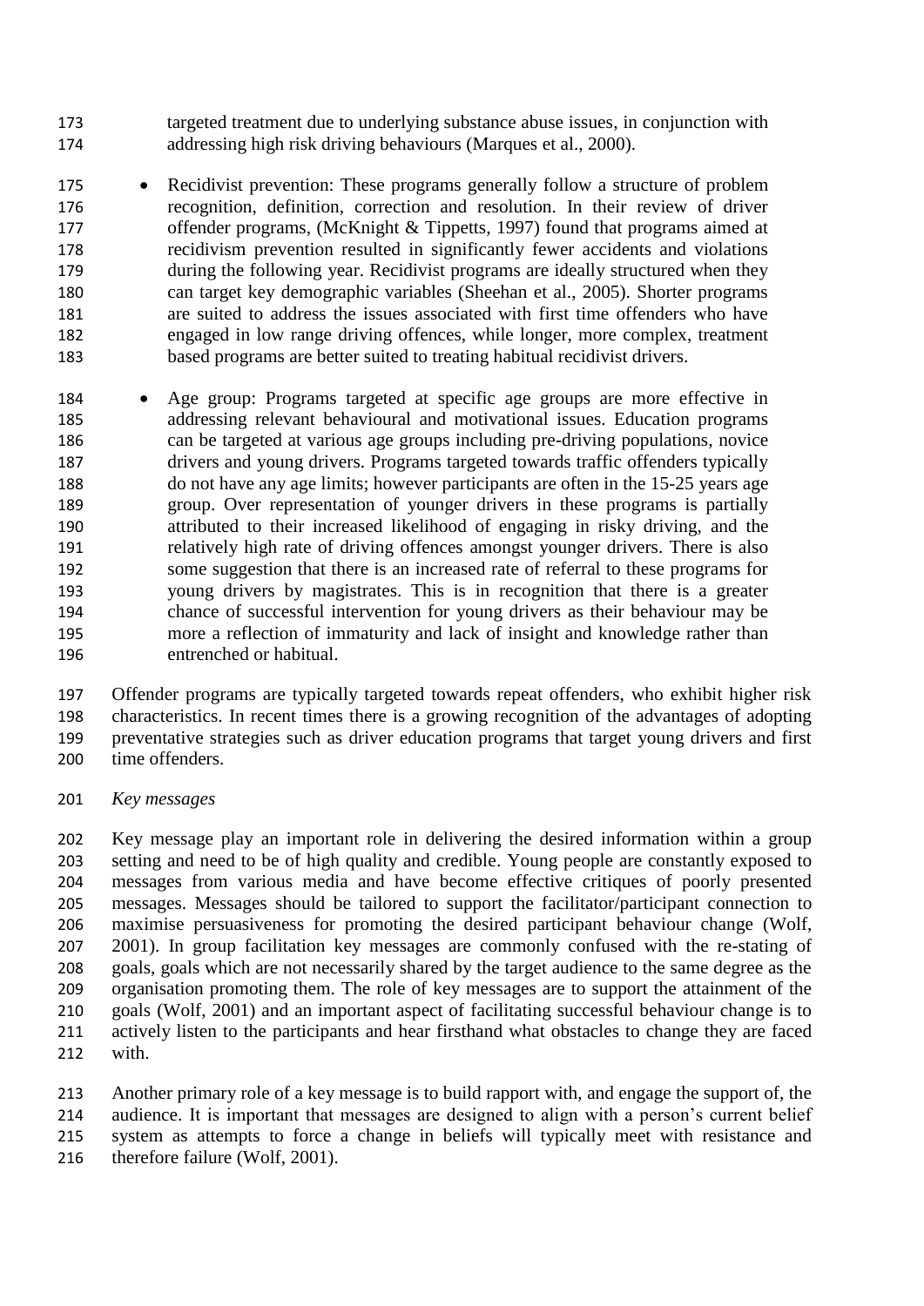targeted treatment due to underlying substance abuse issues, in conjunction with addressing high risk driving behaviours (Marques et al., 2000).

- Recidivist prevention: These programs generally follow a structure of problem recognition, definition, correction and resolution. In their review of driver offender programs, (McKnight & Tippetts, 1997) found that programs aimed at recidivism prevention resulted in significantly fewer accidents and violations during the following year. Recidivist programs are ideally structured when they can target key demographic variables (Sheehan et al., 2005). Shorter programs are suited to address the issues associated with first time offenders who have engaged in low range driving offences, while longer, more complex, treatment based programs are better suited to treating habitual recidivist drivers.

- Age group: Programs targeted at specific age groups are more effective in addressing relevant behavioural and motivational issues. Education programs can be targeted at various age groups including pre-driving populations, novice drivers and young drivers. Programs targeted towards traffic offenders typically do not have any age limits; however participants are often in the 15-25 years age group. Over representation of younger drivers in these programs is partially attributed to their increased likelihood of engaging in risky driving, and the relatively high rate of driving offences amongst younger drivers. There is also some suggestion that there is an increased rate of referral to these programs for young drivers by magistrates. This is in recognition that there is a greater chance of successful intervention for young drivers as their behaviour may be more a reflection of immaturity and lack of insight and knowledge rather than entrenched or habitual.

Offender programs are typically targeted towards repeat offenders, who exhibit higher risk characteristics. In recent times there is a growing recognition of the advantages of adopting preventative strategies such as driver education programs that target young drivers and first time offenders.

*Key messages*

Key message play an important role in delivering the desired information within a group setting and need to be of high quality and credible. Young people are constantly exposed to messages from various media and have become effective critiques of poorly presented messages. Messages should be tailored to support the facilitator/participant connection to maximise persuasiveness for promoting the desired participant behaviour change (Wolf, 2001). In group facilitation key messages are commonly confused with the re-stating of goals, goals which are not necessarily shared by the target audience to the same degree as the organisation promoting them. The role of key messages are to support the attainment of the goals (Wolf, 2001) and an important aspect of facilitating successful behaviour change is to actively listen to the participants and hear firsthand what obstacles to change they are faced with.

Another primary role of a key message is to build rapport with, and engage the support of, the audience. It is important that messages are designed to align with a person's current belief system as attempts to force a change in beliefs will typically meet with resistance and therefore failure (Wolf, 2001).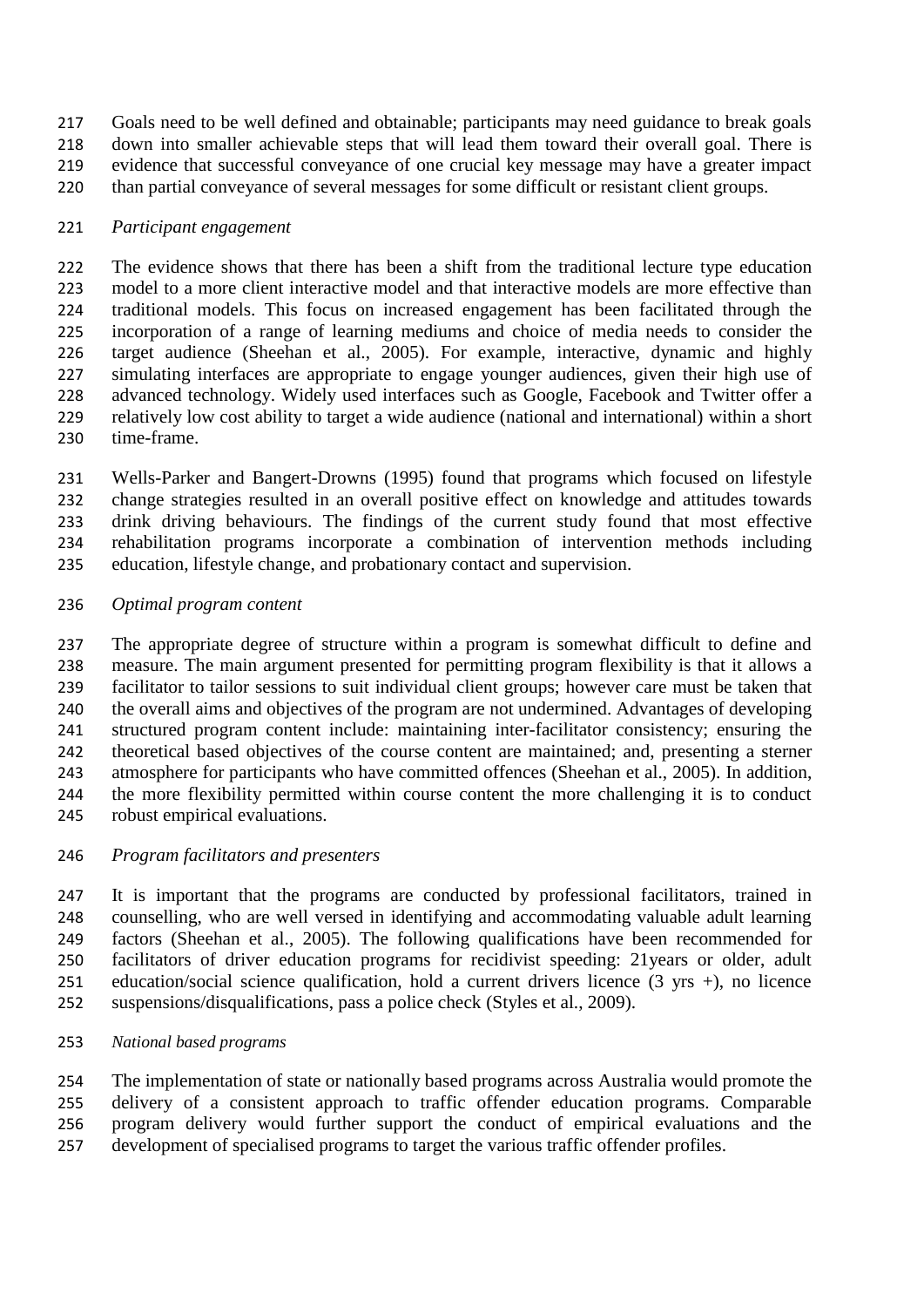Goals need to be well defined and obtainable; participants may need guidance to break goals down into smaller achievable steps that will lead them toward their overall goal. There is evidence that successful conveyance of one crucial key message may have a greater impact than partial conveyance of several messages for some difficult or resistant client groups.

*Participant engagement*

The evidence shows that there has been a shift from the traditional lecture type education model to a more client interactive model and that interactive models are more effective than traditional models. This focus on increased engagement has been facilitated through the incorporation of a range of learning mediums and choice of media needs to consider the target audience (Sheehan et al., 2005). For example, interactive, dynamic and highly simulating interfaces are appropriate to engage younger audiences, given their high use of advanced technology. Widely used interfaces such as Google, Facebook and Twitter offer a relatively low cost ability to target a wide audience (national and international) within a short time-frame.

Wells-Parker and Bangert-Drowns (1995) found that programs which focused on lifestyle change strategies resulted in an overall positive effect on knowledge and attitudes towards drink driving behaviours. The findings of the current study found that most effective rehabilitation programs incorporate a combination of intervention methods including education, lifestyle change, and probationary contact and supervision.

*Optimal program content*

The appropriate degree of structure within a program is somewhat difficult to define and measure. The main argument presented for permitting program flexibility is that it allows a facilitator to tailor sessions to suit individual client groups; however care must be taken that the overall aims and objectives of the program are not undermined. Advantages of developing structured program content include: maintaining inter-facilitator consistency; ensuring the theoretical based objectives of the course content are maintained; and, presenting a sterner atmosphere for participants who have committed offences (Sheehan et al., 2005). In addition, the more flexibility permitted within course content the more challenging it is to conduct robust empirical evaluations.

*Program facilitators and presenters*

It is important that the programs are conducted by professional facilitators, trained in counselling, who are well versed in identifying and accommodating valuable adult learning factors (Sheehan et al., 2005). The following qualifications have been recommended for facilitators of driver education programs for recidivist speeding: 21years or older, adult education/social science qualification, hold a current drivers licence (3 yrs +), no licence suspensions/disqualifications, pass a police check (Styles et al., 2009).

*National based programs*

The implementation of state or nationally based programs across Australia would promote the delivery of a consistent approach to traffic offender education programs. Comparable program delivery would further support the conduct of empirical evaluations and the development of specialised programs to target the various traffic offender profiles.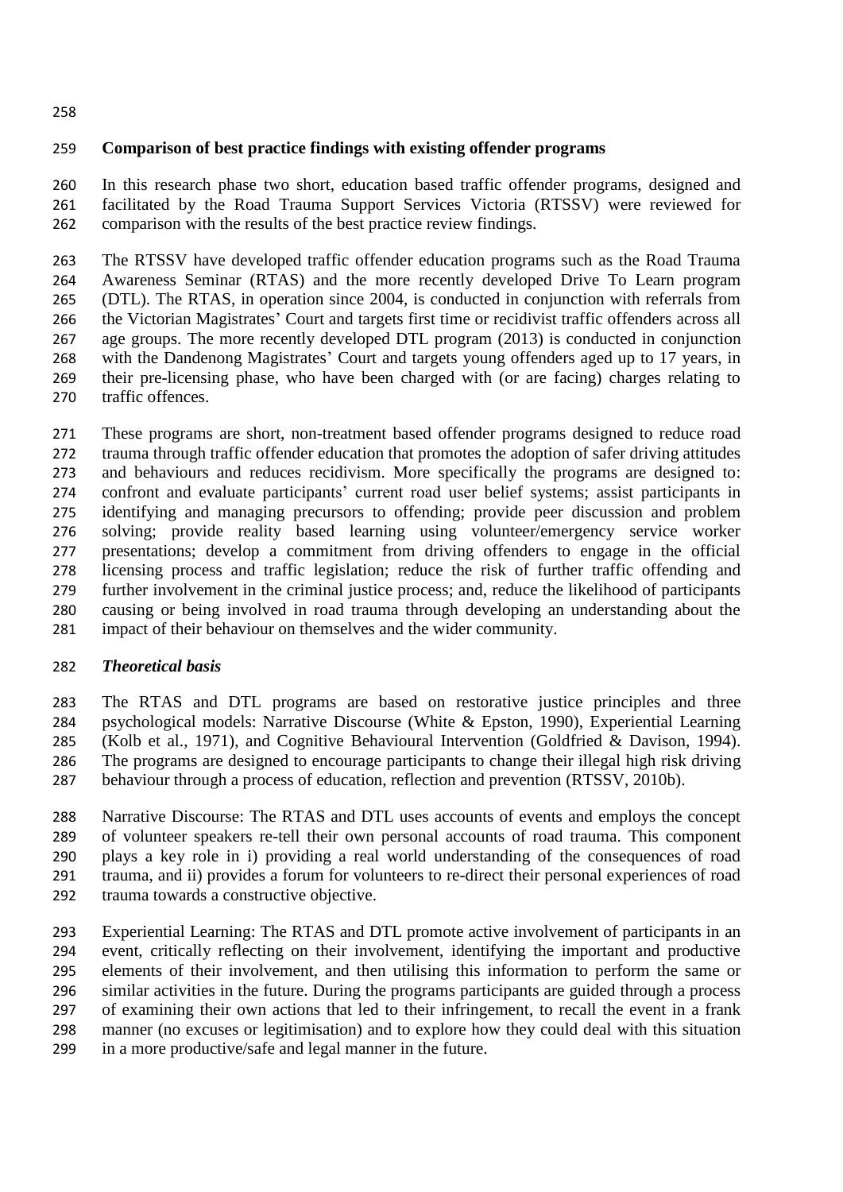## Comparison of best practice findings with existing offender programs

In this research phase two short, education based traffic offender programs, designed and facilitated by the Road Trauma Support Services Victoria (RTSSV) were reviewed for comparison with the results of the best practice review findings.

The RTSSV have developed traffic offender education programs such as the Road Trauma Awareness Seminar (RTAS) and the more recently developed Drive To Learn program (DTL). The RTAS, in operation since 2004, is conducted in conjunction with referrals from the Victorian Magistrates' Court and targets first time or recidivist traffic offenders across all age groups. The more recently developed DTL program (2013) is conducted in conjunction with the Dandenong Magistrates' Court and targets young offenders aged up to 17 years, in their pre-licensing phase, who have been charged with (or are facing) charges relating to traffic offences.

These programs are short, non-treatment based offender programs designed to reduce road trauma through traffic offender education that promotes the adoption of safer driving attitudes and behaviours and reduces recidivism. More specifically the programs are designed to: confront and evaluate participants' current road user belief systems; assist participants in identifying and managing precursors to offending; provide peer discussion and problem solving; provide reality based learning using volunteer/emergency service worker presentations; develop a commitment from driving offenders to engage in the official licensing process and traffic legislation; reduce the risk of further traffic offending and further involvement in the criminal justice process; and, reduce the likelihood of participants causing or being involved in road trauma through developing an understanding about the impact of their behaviour on themselves and the wider community.

### *Theoretical basis*

The RTAS and DTL programs are based on restorative justice principles and three psychological models: Narrative Discourse (White & Epston, 1990), Experiential Learning (Kolb et al., 1971), and Cognitive Behavioural Intervention (Goldfried & Davison, 1994). The programs are designed to encourage participants to change their illegal high risk driving behaviour through a process of education, reflection and prevention (RTSSV, 2010b).

Narrative Discourse: The RTAS and DTL uses accounts of events and employs the concept of volunteer speakers re-tell their own personal accounts of road trauma. This component plays a key role in i) providing a real world understanding of the consequences of road trauma, and ii) provides a forum for volunteers to re-direct their personal experiences of road trauma towards a constructive objective.

Experiential Learning: The RTAS and DTL promote active involvement of participants in an event, critically reflecting on their involvement, identifying the important and productive elements of their involvement, and then utilising this information to perform the same or similar activities in the future. During the programs participants are guided through a process of examining their own actions that led to their infringement, to recall the event in a frank manner (no excuses or legitimisation) and to explore how they could deal with this situation in a more productive/safe and legal manner in the future.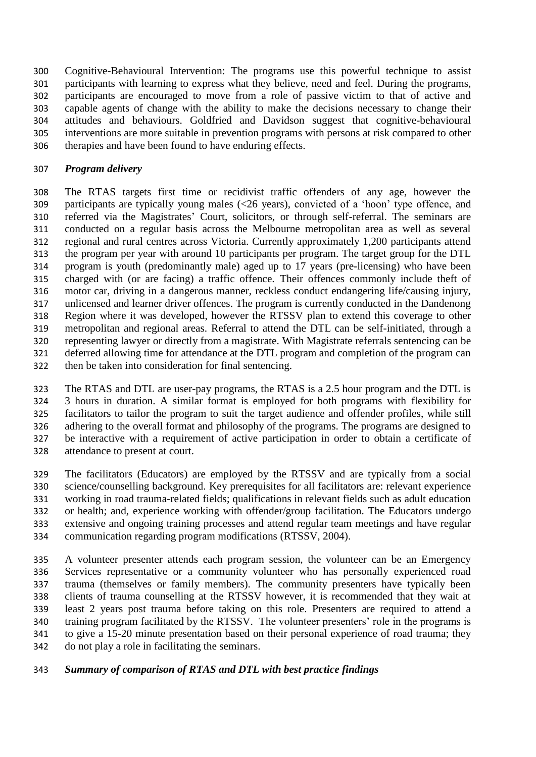Cognitive-Behavioural Intervention: The programs use this powerful technique to assist participants with learning to express what they believe, need and feel. During the programs, participants are encouraged to move from a role of passive victim to that of active and capable agents of change with the ability to make the decisions necessary to change their attitudes and behaviours. Goldfried and Davidson suggest that cognitive-behavioural interventions are more suitable in prevention programs with persons at risk compared to other therapies and have been found to have enduring effects.

### *Program delivery*

The RTAS targets first time or recidivist traffic offenders of any age, however the participants are typically young males (<26 years), convicted of a 'hoon' type offence, and referred via the Magistrates' Court, solicitors, or through self-referral. The seminars are conducted on a regular basis across the Melbourne metropolitan area as well as several regional and rural centres across Victoria. Currently approximately 1,200 participants attend the program per year with around 10 participants per program. The target group for the DTL program is youth (predominantly male) aged up to 17 years (pre-licensing) who have been charged with (or are facing) a traffic offence. Their offences commonly include theft of motor car, driving in a dangerous manner, reckless conduct endangering life/causing injury, unlicensed and learner driver offences. The program is currently conducted in the Dandenong Region where it was developed, however the RTSSV plan to extend this coverage to other metropolitan and regional areas. Referral to attend the DTL can be self-initiated, through a representing lawyer or directly from a magistrate. With Magistrate referrals sentencing can be deferred allowing time for attendance at the DTL program and completion of the program can then be taken into consideration for final sentencing.

The RTAS and DTL are user-pay programs, the RTAS is a 2.5 hour program and the DTL is 3 hours in duration. A similar format is employed for both programs with flexibility for facilitators to tailor the program to suit the target audience and offender profiles, while still adhering to the overall format and philosophy of the programs. The programs are designed to be interactive with a requirement of active participation in order to obtain a certificate of attendance to present at court.

The facilitators (Educators) are employed by the RTSSV and are typically from a social science/counselling background. Key prerequisites for all facilitators are: relevant experience working in road trauma-related fields; qualifications in relevant fields such as adult education or health; and, experience working with offender/group facilitation. The Educators undergo extensive and ongoing training processes and attend regular team meetings and have regular communication regarding program modifications (RTSSV, 2004).

A volunteer presenter attends each program session, the volunteer can be an Emergency Services representative or a community volunteer who has personally experienced road trauma (themselves or family members). The community presenters have typically been clients of trauma counselling at the RTSSV however, it is recommended that they wait at least 2 years post trauma before taking on this role. Presenters are required to attend a training program facilitated by the RTSSV. The volunteer presenters' role in the programs is to give a 15-20 minute presentation based on their personal experience of road trauma; they do not play a role in facilitating the seminars.

### *Summary of comparison of RTAS and DTL with best practice findings*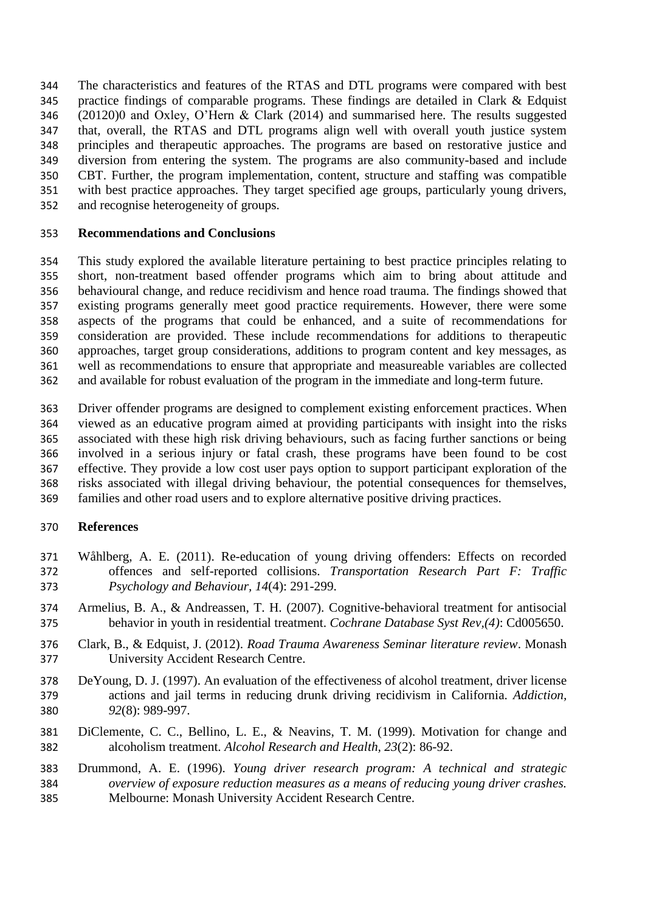The characteristics and features of the RTAS and DTL programs were compared with best practice findings of comparable programs. These findings are detailed in Clark & Edquist (20120)0 and Oxley, O'Hern & Clark (2014) and summarised here. The results suggested that, overall, the RTAS and DTL programs align well with overall youth justice system principles and therapeutic approaches. The programs are based on restorative justice and diversion from entering the system. The programs are also community-based and include CBT. Further, the program implementation, content, structure and staffing was compatible with best practice approaches. They target specified age groups, particularly young drivers, and recognise heterogeneity of groups.

## Recommendations and Conclusions

This study explored the available literature pertaining to best practice principles relating to short, non-treatment based offender programs which aim to bring about attitude and behavioural change, and reduce recidivism and hence road trauma. The findings showed that existing programs generally meet good practice requirements. However, there were some aspects of the programs that could be enhanced, and a suite of recommendations for consideration are provided. These include recommendations for additions to therapeutic approaches, target group considerations, additions to program content and key messages, as well as recommendations to ensure that appropriate and measureable variables are collected and available for robust evaluation of the program in the immediate and long-term future.

Driver offender programs are designed to complement existing enforcement practices. When viewed as an educative program aimed at providing participants with insight into the risks associated with these high risk driving behaviours, such as facing further sanctions or being involved in a serious injury or fatal crash, these programs have been found to be cost effective. They provide a low cost user pays option to support participant exploration of the risks associated with illegal driving behaviour, the potential consequences for themselves, families and other road users and to explore alternative positive driving practices.

## References

Wåhlberg, A. E. (2011). Re-education of young driving offenders: Effects on recorded offences and self-reported collisions. *Transportation Research Part F: Traffic Psychology and Behaviour, 14*(4): 291-299.

Armelius, B. A., & Andreassen, T. H. (2007). Cognitive-behavioral treatment for antisocial behavior in youth in residential treatment. *Cochrane Database Syst Rev,(4)*: Cd005650.

Clark, B., & Edquist, J. (2012). *Road Trauma Awareness Seminar literature review*. Monash University Accident Research Centre.

DeYoung, D. J. (1997). An evaluation of the effectiveness of alcohol treatment, driver license actions and jail terms in reducing drunk driving recidivism in California. *Addiction, 92*(8): 989-997.

DiClemente, C. C., Bellino, L. E., & Neavins, T. M. (1999). Motivation for change and alcoholism treatment. *Alcohol Research and Health, 23*(2): 86-92.

Drummond, A. E. (1996). *Young driver research program: A technical and strategic overview of exposure reduction measures as a means of reducing young driver crashes.* Melbourne: Monash University Accident Research Centre.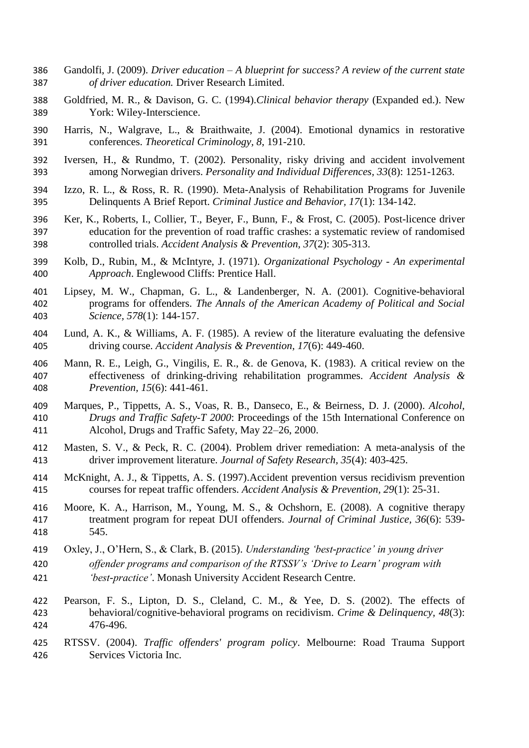Gandolfi, J. (2009). *Driver education – A blueprint for success? A review of the current state of driver education.* Driver Research Limited.

Goldfried, M. R., & Davison, G. C. (1994).*Clinical behavior therapy* (Expanded ed.). New York: Wiley-Interscience.

Harris, N., Walgrave, L., & Braithwaite, J. (2004). Emotional dynamics in restorative conferences. *Theoretical Criminology, 8*, 191-210.

Iversen, H., & Rundmo, T. (2002). Personality, risky driving and accident involvement among Norwegian drivers. *Personality and Individual Differences, 33*(8): 1251-1263.

Izzo, R. L., & Ross, R. R. (1990). Meta-Analysis of Rehabilitation Programs for Juvenile Delinquents A Brief Report. *Criminal Justice and Behavior, 17*(1): 134-142.

Ker, K., Roberts, I., Collier, T., Beyer, F., Bunn, F., & Frost, C. (2005). Post-licence driver education for the prevention of road traffic crashes: a systematic review of randomised controlled trials. *Accident Analysis & Prevention, 37*(2): 305-313.

Kolb, D., Rubin, M., & McIntyre, J. (1971). *Organizational Psychology - An experimental Approach*. Englewood Cliffs: Prentice Hall.

Lipsey, M. W., Chapman, G. L., & Landenberger, N. A. (2001). Cognitive-behavioral programs for offenders. *The Annals of the American Academy of Political and Social Science, 578*(1): 144-157.

Lund, A. K., & Williams, A. F. (1985). A review of the literature evaluating the defensive driving course. *Accident Analysis & Prevention, 17*(6): 449-460.

Mann, R. E., Leigh, G., Vingilis, E. R., &. de Genova, K. (1983). A critical review on the effectiveness of drinking-driving rehabilitation programmes. *Accident Analysis & Prevention, 15*(6): 441-461.

Marques, P., Tippetts, A. S., Voas, R. B., Danseco, E., & Beirness, D. J. (2000). *Alcohol, Drugs and Traffic Safety-T 2000*: Proceedings of the 15th International Conference on Alcohol, Drugs and Traffic Safety, May 22–26, 2000.

Masten, S. V., & Peck, R. C. (2004). Problem driver remediation: A meta-analysis of the driver improvement literature. *Journal of Safety Research, 35*(4): 403-425.

McKnight, A. J., & Tippetts, A. S. (1997).Accident prevention versus recidivism prevention courses for repeat traffic offenders. *Accident Analysis & Prevention, 29*(1): 25-31.

Moore, K. A., Harrison, M., Young, M. S., & Ochshorn, E. (2008). A cognitive therapy treatment program for repeat DUI offenders. *Journal of Criminal Justice, 36*(6): 539-545.

Oxley, J., O'Hern, S., & Clark, B. (2015). *Understanding 'best-practice' in young driver offender programs and comparison of the RTSSV's 'Drive to Learn' program with 'best-practice'*. Monash University Accident Research Centre.

Pearson, F. S., Lipton, D. S., Cleland, C. M., & Yee, D. S. (2002). The effects of behavioral/cognitive-behavioral programs on recidivism. *Crime & Delinquency, 48*(3): 476-496.

RTSSV. (2004). *Traffic offenders' program policy*. Melbourne: Road Trauma Support Services Victoria Inc.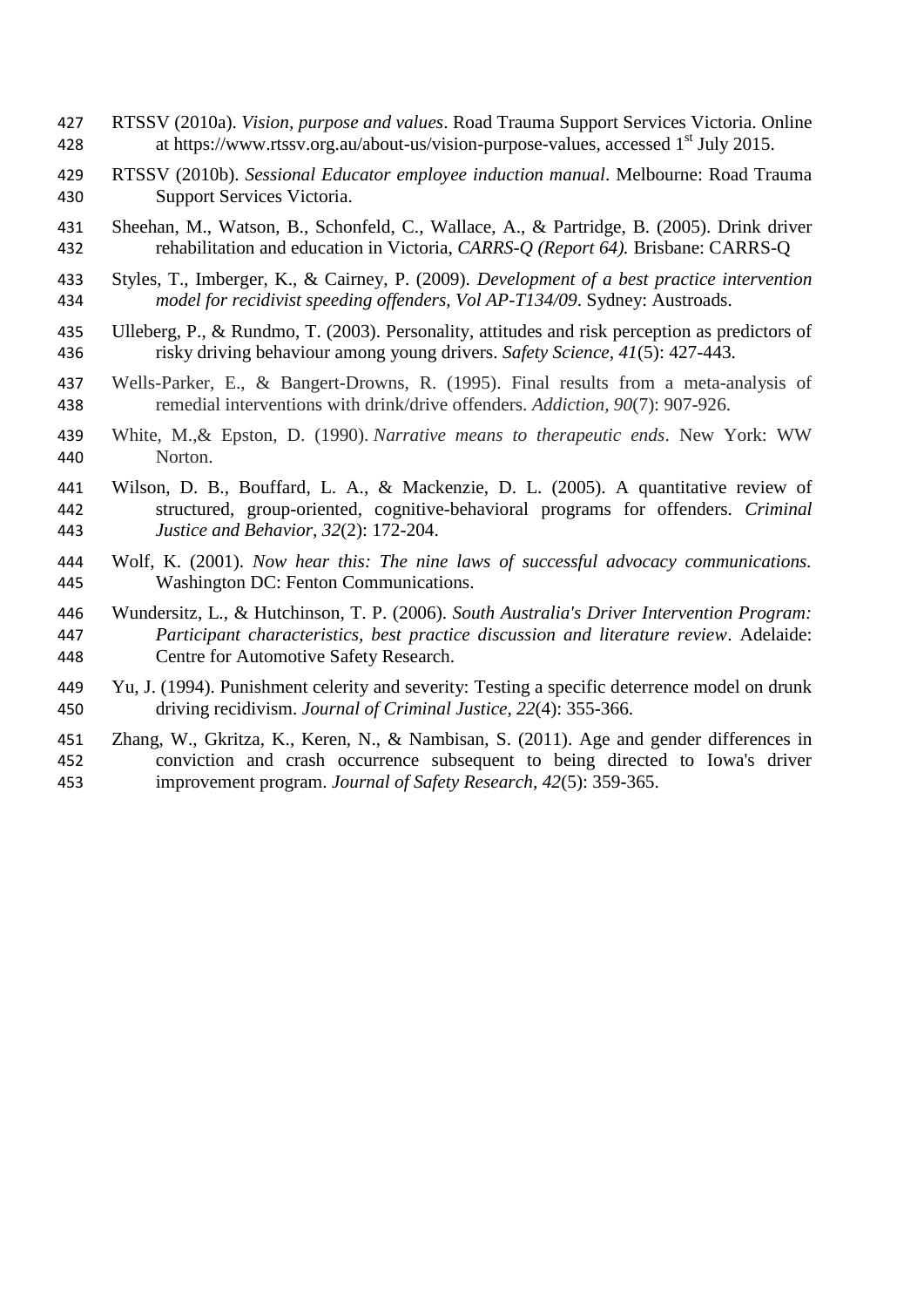RTSSV (2010a). *Vision, purpose and values*. Road Trauma Support Services Victoria. Online at https://www.rtssv.org.au/about-us/vision-purpose-values, accessed 1st July 2015.

RTSSV (2010b). *Sessional Educator employee induction manual*. Melbourne: Road Trauma Support Services Victoria.

Sheehan, M., Watson, B., Schonfeld, C., Wallace, A., & Partridge, B. (2005). Drink driver rehabilitation and education in Victoria, *CARRS-Q (Report 64).* Brisbane: CARRS-Q

Styles, T., Imberger, K., & Cairney, P. (2009). *Development of a best practice intervention model for recidivist speeding offenders, Vol AP-T134/09*. Sydney: Austroads.

Ulleberg, P., & Rundmo, T. (2003). Personality, attitudes and risk perception as predictors of risky driving behaviour among young drivers. *Safety Science, 41*(5): 427-443.

Wells-Parker, E., & Bangert-Drowns, R. (1995). Final results from a meta-analysis of remedial interventions with drink/drive offenders. *Addiction, 90*(7): 907-926.

White, M.,& Epston, D. (1990). *Narrative means to therapeutic ends*. New York: WW Norton.

Wilson, D. B., Bouffard, L. A., & Mackenzie, D. L. (2005). A quantitative review of structured, group-oriented, cognitive-behavioral programs for offenders. *Criminal Justice and Behavior, 32*(2): 172-204.

Wolf, K. (2001). *Now hear this: The nine laws of successful advocacy communications.* Washington DC: Fenton Communications.

Wundersitz, L., & Hutchinson, T. P. (2006). *South Australia's Driver Intervention Program: Participant characteristics, best practice discussion and literature review*. Adelaide: Centre for Automotive Safety Research.

Yu, J. (1994). Punishment celerity and severity: Testing a specific deterrence model on drunk driving recidivism. *Journal of Criminal Justice, 22*(4): 355-366.

Zhang, W., Gkritza, K., Keren, N., & Nambisan, S. (2011). Age and gender differences in conviction and crash occurrence subsequent to being directed to Iowa's driver improvement program. *Journal of Safety Research, 42*(5): 359-365.